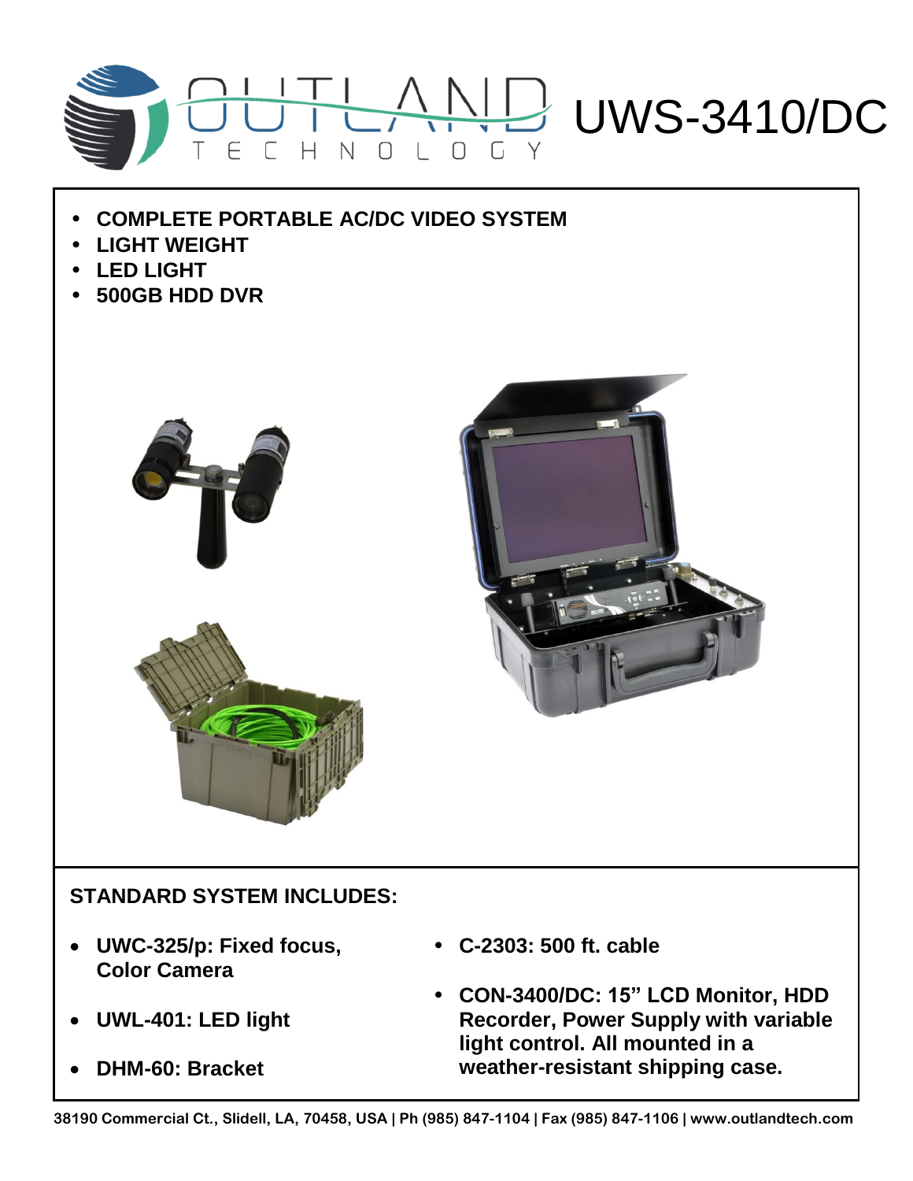# OUTLAND TECHNOLOGY UWS-3410/DC

- **COMPLETE PORTABLE AC/DC VIDEO SYSTEM**
- **LIGHT WEIGHT**
- **LED LIGHT**
- **500GB HDD DVR**

## STANDARD SYSTEM INCLUDES:

- **UWC-325/p: Fixed focus, Color Camera**
- **UWL-401: LED light**
- **DHM-60: Bracket**
- **C-2303: 500 ft. cable**
- **CON-3400/DC: 15" LCD Monitor, HDD Recorder, Power Supply with variable light control. All mounted in a weather-resistant shipping case.**

**38190 Commercial Ct., Slidell, LA, 70458, USA | Ph (985) 847-1104 | Fax (985) 847-1106 | www.outlandtech.com**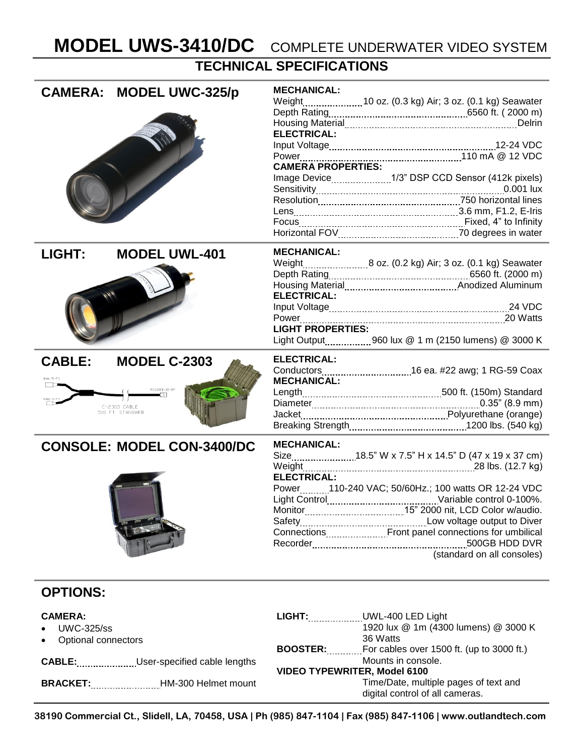# MODEL UWS-3410/DC COMPLETE UNDERWATER VIDEO SYSTEM

## TECHNICAL SPECIFICATIONS

### CAMERA: MODEL UWC-325/p

**MECHANICAL:**

| | |
|---|---|
| Weight | 10 oz. (0.3 kg) Air; 3 oz. (0.1 kg) Seawater |
| Depth Rating | 6560 ft. ( 2000 m) |
| Housing Material | Delrin |

**ELECTRICAL:**

| | |
|---|---|
| Input Voltage | 12-24 VDC |
| Power | 110 mA @ 12 VDC |

**CAMERA PROPERTIES:**

| | |
|---|---|
| Image Device | 1/3" DSP CCD Sensor (412k pixels) |
| Sensitivity | 0.001 lux |
| Resolution | 750 horizontal lines |
| Lens | 3.6 mm, F1.2, E-Iris |
| Focus | Fixed, 4" to Infinity |
| Horizontal FOV | 70 degrees in water |

### LIGHT: MODEL UWL-401

**MECHANICAL:**

| | |
|---|---|
| Weight | 8 oz. (0.2 kg) Air; 3 oz. (0.1 kg) Seawater |
| Depth Rating | 6560 ft. (2000 m) |
| Housing Material | Anodized Aluminum |

**ELECTRICAL:**

| | |
|---|---|
| Input Voltage | 24 VDC |
| Power | 20 Watts |

**LIGHT PROPERTIES:**

| | |
|---|---|
| Light Output | 960 lux @ 1 m (2150 lumens) @ 3000 K |

### CABLE: MODEL C-2303

RMK-5-FS
RMD-3-FS
MS3106E-18-8P
C-2303 CABLE
500 FT. STANDARD

**ELECTRICAL:**

| | |
|---|---|
| Conductors | 16 ea. #22 awg; 1 RG-59 Coax |

**MECHANICAL:**

| | |
|---|---|
| Length | 500 ft. (150m) Standard |
| Diameter | 0.35" (8.9 mm) |
| Jacket | Polyurethane (orange) |
| Breaking Strength | 1200 lbs. (540 kg) |

### CONSOLE: MODEL CON-3400/DC

**MECHANICAL:**

| | |
|---|---|
| Size | 18.5" W x 7.5" H x 14.5" D (47 x 19 x 37 cm) |
| Weight | 28 lbs. (12.7 kg) |

**ELECTRICAL:**

| | |
|---|---|
| Power | 110-240 VAC; 50/60Hz.; 100 watts OR 12-24 VDC |
| Light Control | Variable control 0-100%. |
| Monitor | 15" 2000 nit, LCD Color w/audio. |
| Safety | Low voltage output to Diver |
| Connections | Front panel connections for umbilical |
| Recorder | 500GB HDD DVR (standard on all consoles) |

## OPTIONS:

**CAMERA:**

- UWC-325/ss
- Optional connectors

**CABLE:** User-specified cable lengths

**BRACKET:** HM-300 Helmet mount

**LIGHT:** UWL-400 LED Light
1920 lux @ 1m (4300 lumens) @ 3000 K
36 Watts

**BOOSTER:** For cables over 1500 ft. (up to 3000 ft.)
Mounts in console.

**VIDEO TYPEWRITER, Model 6100**
Time/Date, multiple pages of text and digital control of all cameras.

38190 Commercial Ct., Slidell, LA, 70458, USA | Ph (985) 847-1104 | Fax (985) 847-1106 | www.outlandtech.com